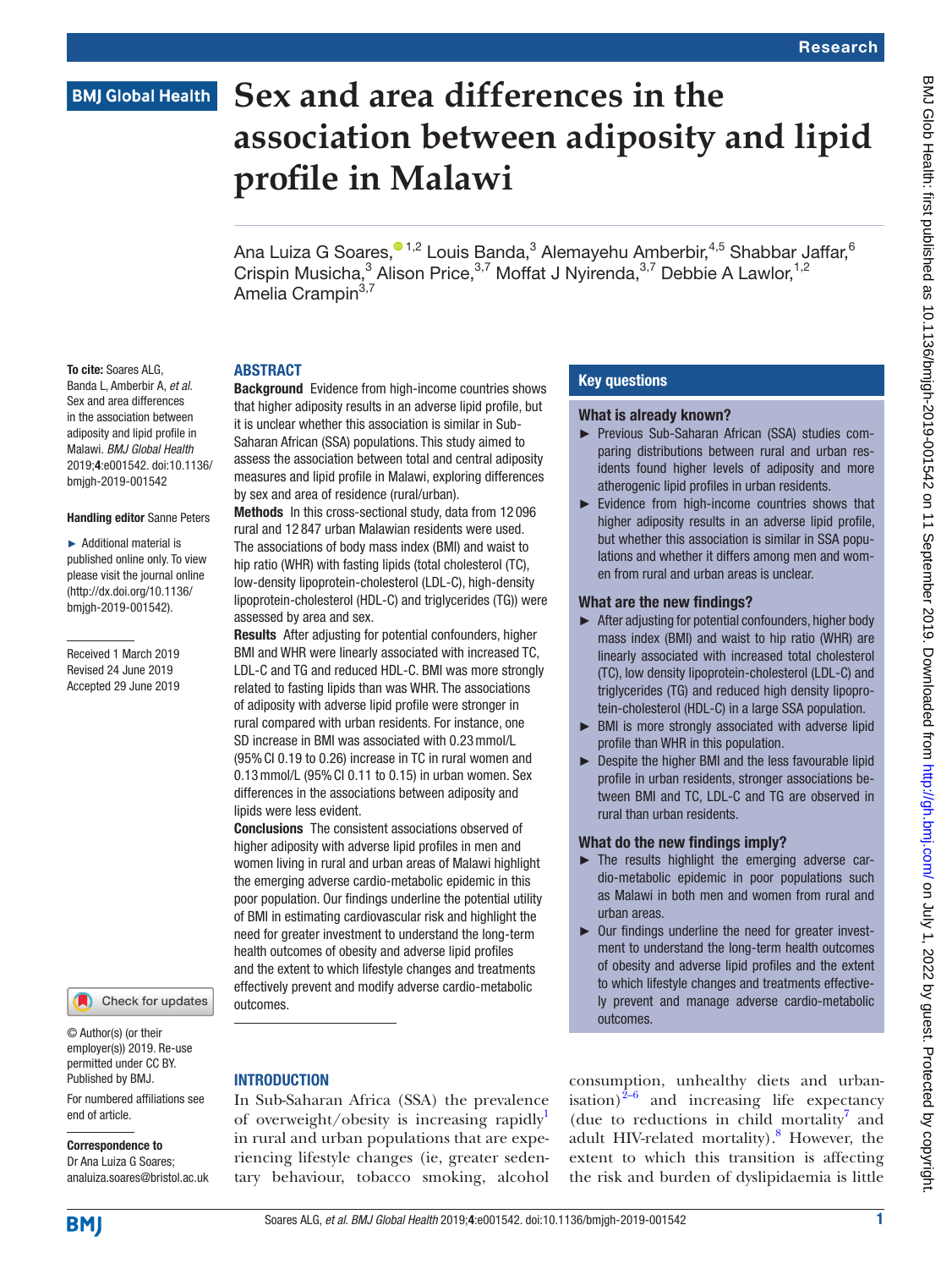Research

BMJ Global Health

# Sex and area differences in the association between adiposity and lipid profile in Malawi

Ana Luiza G Soares,[1,2] Louis Banda,[3] Alemayehu Amberbir,[4,5] Shabbar Jaffar,[6] Crispin Musicha,[3] Alison Price,[3,7] Moffat J Nyirenda,[3,7] Debbie A Lawlor,[1,2] Amelia Crampin[3,7]

**To cite:** Soares ALG, Banda L, Amberbir A, *et al*. Sex and area differences in the association between adiposity and lipid profile in Malawi. *BMJ Global Health* 2019;**4**:e001542. doi:10.1136/bmjgh-2019-001542

**Handling editor** Sanne Peters

► Additional material is published online only. To view please visit the journal online (http://dx.doi.org/10.1136/bmjgh-2019-001542).

Received 1 March 2019
Revised 24 June 2019
Accepted 29 June 2019

## ABSTRACT

**Background** Evidence from high-income countries shows that higher adiposity results in an adverse lipid profile, but it is unclear whether this association is similar in Sub-Saharan African (SSA) populations. This study aimed to assess the association between total and central adiposity measures and lipid profile in Malawi, exploring differences by sex and area of residence (rural/urban).

**Methods** In this cross-sectional study, data from 12 096 rural and 12 847 urban Malawian residents were used. The associations of body mass index (BMI) and waist to hip ratio (WHR) with fasting lipids (total cholesterol (TC), low-density lipoprotein-cholesterol (LDL-C), high-density lipoprotein-cholesterol (HDL-C) and triglycerides (TG)) were assessed by area and sex.

**Results** After adjusting for potential confounders, higher BMI and WHR were linearly associated with increased TC, LDL-C and TG and reduced HDL-C. BMI was more strongly related to fasting lipids than was WHR. The associations of adiposity with adverse lipid profile were stronger in rural compared with urban residents. For instance, one SD increase in BMI was associated with 0.23 mmol/L (95% CI 0.19 to 0.26) increase in TC in rural women and 0.13 mmol/L (95% CI 0.11 to 0.15) in urban women. Sex differences in the associations between adiposity and lipids were less evident.

**Conclusions** The consistent associations observed of higher adiposity with adverse lipid profiles in men and women living in rural and urban areas of Malawi highlight the emerging adverse cardio-metabolic epidemic in this poor population. Our findings underline the potential utility of BMI in estimating cardiovascular risk and highlight the need for greater investment to understand the long-term health outcomes of obesity and adverse lipid profiles and the extent to which lifestyle changes and treatments effectively prevent and modify adverse cardio-metabolic outcomes.

## Key questions

### What is already known?

► Previous Sub-Saharan African (SSA) studies comparing distributions between rural and urban residents found higher levels of adiposity and more atherogenic lipid profiles in urban residents.

► Evidence from high-income countries shows that higher adiposity results in an adverse lipid profile, but whether this association is similar in SSA populations and whether it differs among men and women from rural and urban areas is unclear.

### What are the new findings?

► After adjusting for potential confounders, higher body mass index (BMI) and waist to hip ratio (WHR) are linearly associated with increased total cholesterol (TC), low density lipoprotein-cholesterol (LDL-C) and triglycerides (TG) and reduced high density lipoprotein-cholesterol (HDL-C) in a large SSA population.

► BMI is more strongly associated with adverse lipid profile than WHR in this population.

► Despite the higher BMI and the less favourable lipid profile in urban residents, stronger associations between BMI and TC, LDL-C and TG are observed in rural than urban residents.

### What do the new findings imply?

► The results highlight the emerging adverse cardio-metabolic epidemic in poor populations such as Malawi in both men and women from rural and urban areas.

► Our findings underline the need for greater investment to understand the long-term health outcomes of obesity and adverse lipid profiles and the extent to which lifestyle changes and treatments effectively prevent and manage adverse cardio-metabolic outcomes.

© Author(s) (or their employer(s)) 2019. Re-use permitted under CC BY. Published by BMJ.

For numbered affiliations see end of article.

**Correspondence to**
Dr Ana Luiza G Soares;
analuiza.soares@bristol.ac.uk

## INTRODUCTION

In Sub-Saharan Africa (SSA) the prevalence of overweight/obesity is increasing rapidly[1] in rural and urban populations that are experiencing lifestyle changes (ie, greater sedentary behaviour, tobacco smoking, alcohol consumption, unhealthy diets and urbanisation)[2–6] and increasing life expectancy (due to reductions in child mortality[7] and adult HIV-related mortality).[8] However, the extent to which this transition is affecting the risk and burden of dyslipidaemia is little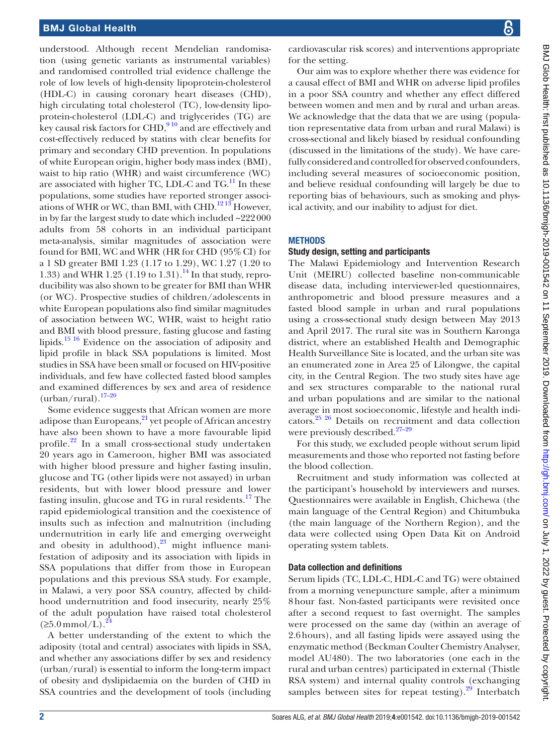understood. Although recent Mendelian randomisation (using genetic variants as instrumental variables) and randomised controlled trial evidence challenge the role of low levels of high-density lipoprotein-cholesterol (HDL-C) in causing coronary heart diseases (CHD), high circulating total cholesterol (TC), low-density lipoprotein-cholesterol (LDL-C) and triglycerides (TG) are key causal risk factors for CHD,[9,10] and are effectively and cost-effectively reduced by statins with clear benefits for primary and secondary CHD prevention. In populations of white European origin, higher body mass index (BMI), waist to hip ratio (WHR) and waist circumference (WC) are associated with higher TC, LDL-C and TG.[11] In these populations, some studies have reported stronger associations of WHR or WC, than BMI, with CHD.[12,13] However, in by far the largest study to date which included ~222 000 adults from 58 cohorts in an individual participant meta-analysis, similar magnitudes of association were found for BMI, WC and WHR (HR for CHD (95% CI) for a 1 SD greater BMI 1.23 (1.17 to 1.29), WC 1.27 (1.20 to 1.33) and WHR 1.25 (1.19 to 1.31).[14] In that study, reproducibility was also shown to be greater for BMI than WHR (or WC). Prospective studies of children/adolescents in white European populations also find similar magnitudes of association between WC, WHR, waist to height ratio and BMI with blood pressure, fasting glucose and fasting lipids.[15,16] Evidence on the association of adiposity and lipid profile in black SSA populations is limited. Most studies in SSA have been small or focused on HIV-positive individuals, and few have collected fasted blood samples and examined differences by sex and area of residence (urban/rural).[17–20]

Some evidence suggests that African women are more adipose than Europeans,[21] yet people of African ancestry have also been shown to have a more favourable lipid profile.[22] In a small cross-sectional study undertaken 20 years ago in Cameroon, higher BMI was associated with higher blood pressure and higher fasting insulin, glucose and TG (other lipids were not assayed) in urban residents, but with lower blood pressure and lower fasting insulin, glucose and TG in rural residents.[17] The rapid epidemiological transition and the coexistence of insults such as infection and malnutrition (including undernutrition in early life and emerging overweight and obesity in adulthood),[23] might influence manifestation of adiposity and its association with lipids in SSA populations that differ from those in European populations and this previous SSA study. For example, in Malawi, a very poor SSA country, affected by childhood undernutrition and food insecurity, nearly 25% of the adult population have raised total cholesterol (≥5.0 mmol/L).[24]

A better understanding of the extent to which the adiposity (total and central) associates with lipids in SSA, and whether any associations differ by sex and residency (urban/rural) is essential to inform the long-term impact of obesity and dyslipidaemia on the burden of CHD in SSA countries and the development of tools (including cardiovascular risk scores) and interventions appropriate for the setting.

Our aim was to explore whether there was evidence for a causal effect of BMI and WHR on adverse lipid profiles in a poor SSA country and whether any effect differed between women and men and by rural and urban areas. We acknowledge that the data that we are using (population representative data from urban and rural Malawi) is cross-sectional and likely biased by residual confounding (discussed in the limitations of the study). We have carefully considered and controlled for observed confounders, including several measures of socioeconomic position, and believe residual confounding will largely be due to reporting bias of behaviours, such as smoking and physical activity, and our inability to adjust for diet.

## METHODS

### Study design, setting and participants

The Malawi Epidemiology and Intervention Research Unit (MEIRU) collected baseline non-communicable disease data, including interviewer-led questionnaires, anthropometric and blood pressure measures and a fasted blood sample in urban and rural populations using a cross-sectional study design between May 2013 and April 2017. The rural site was in Southern Karonga district, where an established Health and Demographic Health Surveillance Site is located, and the urban site was an enumerated zone in Area 25 of Lilongwe, the capital city, in the Central Region. The two study sites have age and sex structures comparable to the national rural and urban populations and are similar to the national average in most socioeconomic, lifestyle and health indicators.[25,26] Details on recruitment and data collection were previously described.[27–29]

For this study, we excluded people without serum lipid measurements and those who reported not fasting before the blood collection.

Recruitment and study information was collected at the participant's household by interviewers and nurses. Questionnaires were available in English, Chichewa (the main language of the Central Region) and Chitumbuka (the main language of the Northern Region), and the data were collected using Open Data Kit on Android operating system tablets.

### Data collection and definitions

Serum lipids (TC, LDL-C, HDL-C and TG) were obtained from a morning venepuncture sample, after a minimum 8 hour fast. Non-fasted participants were revisited once after a second request to fast overnight. The samples were processed on the same day (within an average of 2.6 hours), and all fasting lipids were assayed using the enzymatic method (Beckman Coulter Chemistry Analyser, model AU480). The two laboratories (one each in the rural and urban centres) participated in external (Thistle RSA system) and internal quality controls (exchanging samples between sites for repeat testing).[29] Interbatch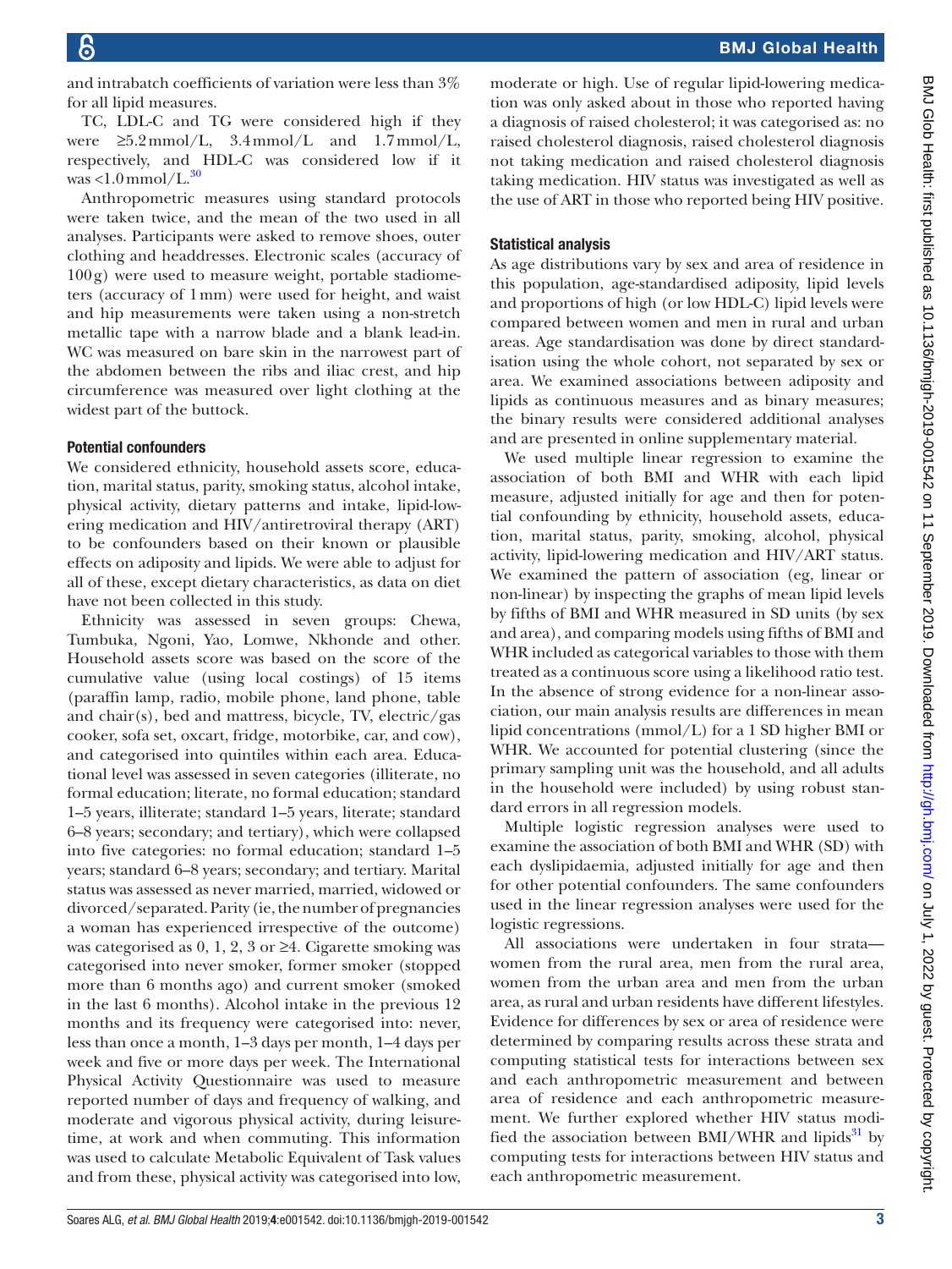and intrabatch coefficients of variation were less than 3% for all lipid measures.

TC, LDL-C and TG were considered high if they were ≥5.2 mmol/L, 3.4 mmol/L and 1.7 mmol/L, respectively, and HDL-C was considered low if it was <1.0 mmol/L.[30]

Anthropometric measures using standard protocols were taken twice, and the mean of the two used in all analyses. Participants were asked to remove shoes, outer clothing and headdresses. Electronic scales (accuracy of 100 g) were used to measure weight, portable stadiometers (accuracy of 1 mm) were used for height, and waist and hip measurements were taken using a non-stretch metallic tape with a narrow blade and a blank lead-in. WC was measured on bare skin in the narrowest part of the abdomen between the ribs and iliac crest, and hip circumference was measured over light clothing at the widest part of the buttock.

### Potential confounders

We considered ethnicity, household assets score, education, marital status, parity, smoking status, alcohol intake, physical activity, dietary patterns and intake, lipid-lowering medication and HIV/antiretroviral therapy (ART) to be confounders based on their known or plausible effects on adiposity and lipids. We were able to adjust for all of these, except dietary characteristics, as data on diet have not been collected in this study.

Ethnicity was assessed in seven groups: Chewa, Tumbuka, Ngoni, Yao, Lomwe, Nkhonde and other. Household assets score was based on the score of the cumulative value (using local costings) of 15 items (paraffin lamp, radio, mobile phone, land phone, table and chair(s), bed and mattress, bicycle, TV, electric/gas cooker, sofa set, oxcart, fridge, motorbike, car, and cow), and categorised into quintiles within each area. Educational level was assessed in seven categories (illiterate, no formal education; literate, no formal education; standard 1–5 years, illiterate; standard 1–5 years, literate; standard 6–8 years; secondary; and tertiary), which were collapsed into five categories: no formal education; standard 1–5 years; standard 6–8 years; secondary; and tertiary. Marital status was assessed as never married, married, widowed or divorced/separated. Parity (ie, the number of pregnancies a woman has experienced irrespective of the outcome) was categorised as 0, 1, 2, 3 or ≥4. Cigarette smoking was categorised into never smoker, former smoker (stopped more than 6 months ago) and current smoker (smoked in the last 6 months). Alcohol intake in the previous 12 months and its frequency were categorised into: never, less than once a month, 1–3 days per month, 1–4 days per week and five or more days per week. The International Physical Activity Questionnaire was used to measure reported number of days and frequency of walking, and moderate and vigorous physical activity, during leisure-time, at work and when commuting. This information was used to calculate Metabolic Equivalent of Task values and from these, physical activity was categorised into low, moderate or high. Use of regular lipid-lowering medication was only asked about in those who reported having a diagnosis of raised cholesterol; it was categorised as: no raised cholesterol diagnosis, raised cholesterol diagnosis not taking medication and raised cholesterol diagnosis taking medication. HIV status was investigated as well as the use of ART in those who reported being HIV positive.

### Statistical analysis

As age distributions vary by sex and area of residence in this population, age-standardised adiposity, lipid levels and proportions of high (or low HDL-C) lipid levels were compared between women and men in rural and urban areas. Age standardisation was done by direct standardisation using the whole cohort, not separated by sex or area. We examined associations between adiposity and lipids as continuous measures and as binary measures; the binary results were considered additional analyses and are presented in online supplementary material.

We used multiple linear regression to examine the association of both BMI and WHR with each lipid measure, adjusted initially for age and then for potential confounding by ethnicity, household assets, education, marital status, parity, smoking, alcohol, physical activity, lipid-lowering medication and HIV/ART status. We examined the pattern of association (eg, linear or non-linear) by inspecting the graphs of mean lipid levels by fifths of BMI and WHR measured in SD units (by sex and area), and comparing models using fifths of BMI and WHR included as categorical variables to those with them treated as a continuous score using a likelihood ratio test. In the absence of strong evidence for a non-linear association, our main analysis results are differences in mean lipid concentrations (mmol/L) for a 1 SD higher BMI or WHR. We accounted for potential clustering (since the primary sampling unit was the household, and all adults in the household were included) by using robust standard errors in all regression models.

Multiple logistic regression analyses were used to examine the association of both BMI and WHR (SD) with each dyslipidaemia, adjusted initially for age and then for other potential confounders. The same confounders used in the linear regression analyses were used for the logistic regressions.

All associations were undertaken in four strata—women from the rural area, men from the rural area, women from the urban area and men from the urban area, as rural and urban residents have different lifestyles. Evidence for differences by sex or area of residence were determined by comparing results across these strata and computing statistical tests for interactions between sex and each anthropometric measurement and between area of residence and each anthropometric measurement. We further explored whether HIV status modified the association between BMI/WHR and lipids[31] by computing tests for interactions between HIV status and each anthropometric measurement.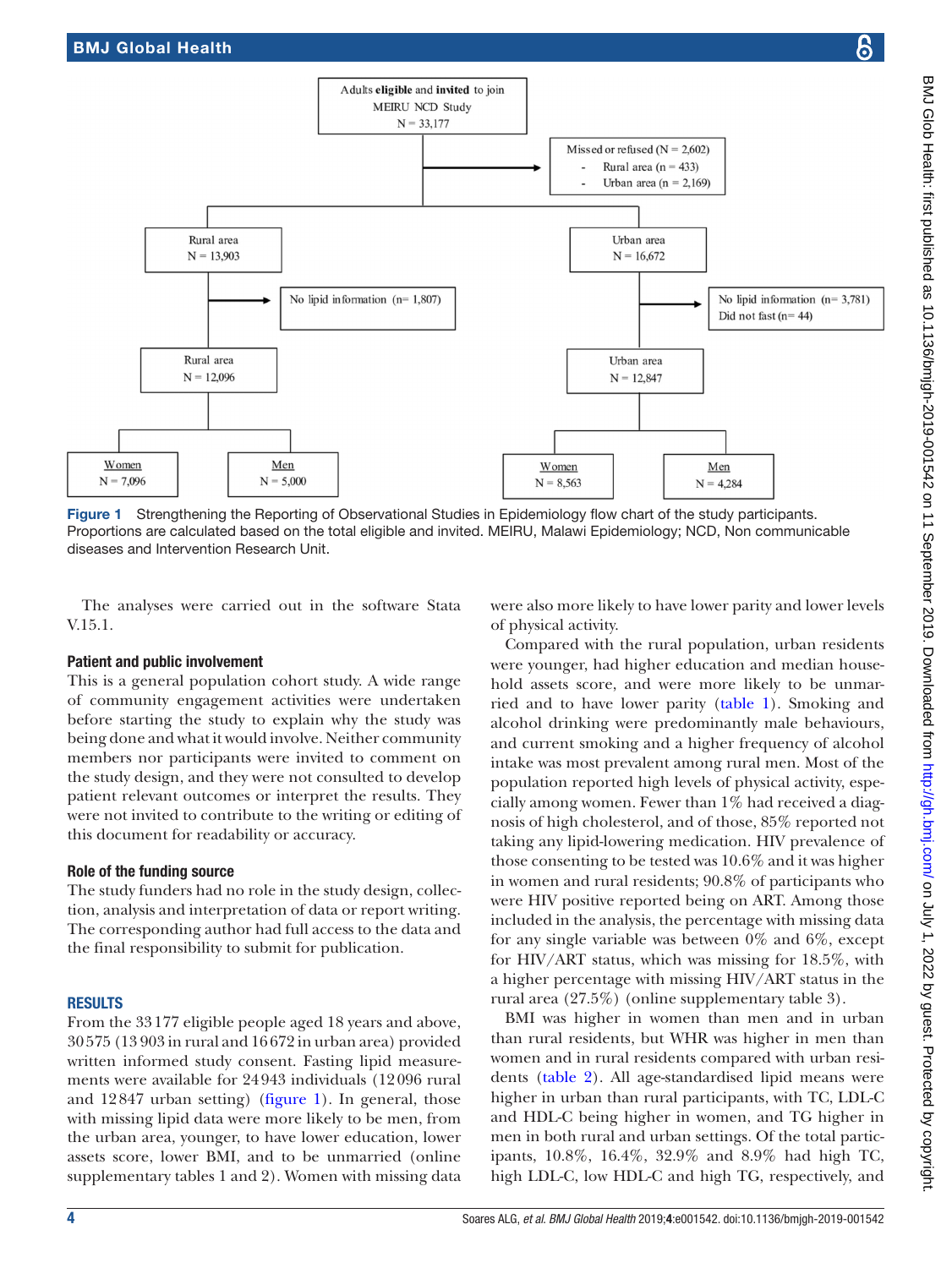Adults **eligible** and **invited** to join MEIRU NCD Study
N = 33,177

Missed or refused (N = 2,602)
- Rural area (n = 433)
- Urban area (n = 2,169)

Rural area
N = 13,903

Urban area
N = 16,672

No lipid information (n= 1,807)

No lipid information (n= 3,781)
Did not fast (n= 44)

Rural area
N = 12,096

Urban area
N = 12,847

Women
N = 7,096

Men
N = 5,000

Women
N = 8,563

Men
N = 4,284

**Figure 1** Strengthening the Reporting of Observational Studies in Epidemiology flow chart of the study participants. Proportions are calculated based on the total eligible and invited. MEIRU, Malawi Epidemiology; NCD, Non communicable diseases and Intervention Research Unit.

The analyses were carried out in the software Stata V.15.1.

### Patient and public involvement

This is a general population cohort study. A wide range of community engagement activities were undertaken before starting the study to explain why the study was being done and what it would involve. Neither community members nor participants were invited to comment on the study design, and they were not consulted to develop patient relevant outcomes or interpret the results. They were not invited to contribute to the writing or editing of this document for readability or accuracy.

### Role of the funding source

The study funders had no role in the study design, collection, analysis and interpretation of data or report writing. The corresponding author had full access to the data and the final responsibility to submit for publication.

## RESULTS

From the 33 177 eligible people aged 18 years and above, 30 575 (13 903 in rural and 16 672 in urban area) provided written informed study consent. Fasting lipid measurements were available for 24 943 individuals (12 096 rural and 12 847 urban setting) (figure 1). In general, those with missing lipid data were more likely to be men, from the urban area, younger, to have lower education, lower assets score, lower BMI, and to be unmarried (online supplementary tables 1 and 2). Women with missing data were also more likely to have lower parity and lower levels of physical activity.

Compared with the rural population, urban residents were younger, had higher education and median household assets score, and were more likely to be unmarried and to have lower parity (table 1). Smoking and alcohol drinking were predominantly male behaviours, and current smoking and a higher frequency of alcohol intake was most prevalent among rural men. Most of the population reported high levels of physical activity, especially among women. Fewer than 1% had received a diagnosis of high cholesterol, and of those, 85% reported not taking any lipid-lowering medication. HIV prevalence of those consenting to be tested was 10.6% and it was higher in women and rural residents; 90.8% of participants who were HIV positive reported being on ART. Among those included in the analysis, the percentage with missing data for any single variable was between 0% and 6%, except for HIV/ART status, which was missing for 18.5%, with a higher percentage with missing HIV/ART status in the rural area (27.5%) (online supplementary table 3).

BMI was higher in women than men and in urban than rural residents, but WHR was higher in men than women and in rural residents compared with urban residents (table 2). All age-standardised lipid means were higher in urban than rural participants, with TC, LDL-C and HDL-C being higher in women, and TG higher in men in both rural and urban settings. Of the total participants, 10.8%, 16.4%, 32.9% and 8.9% had high TC, high LDL-C, low HDL-C and high TG, respectively, and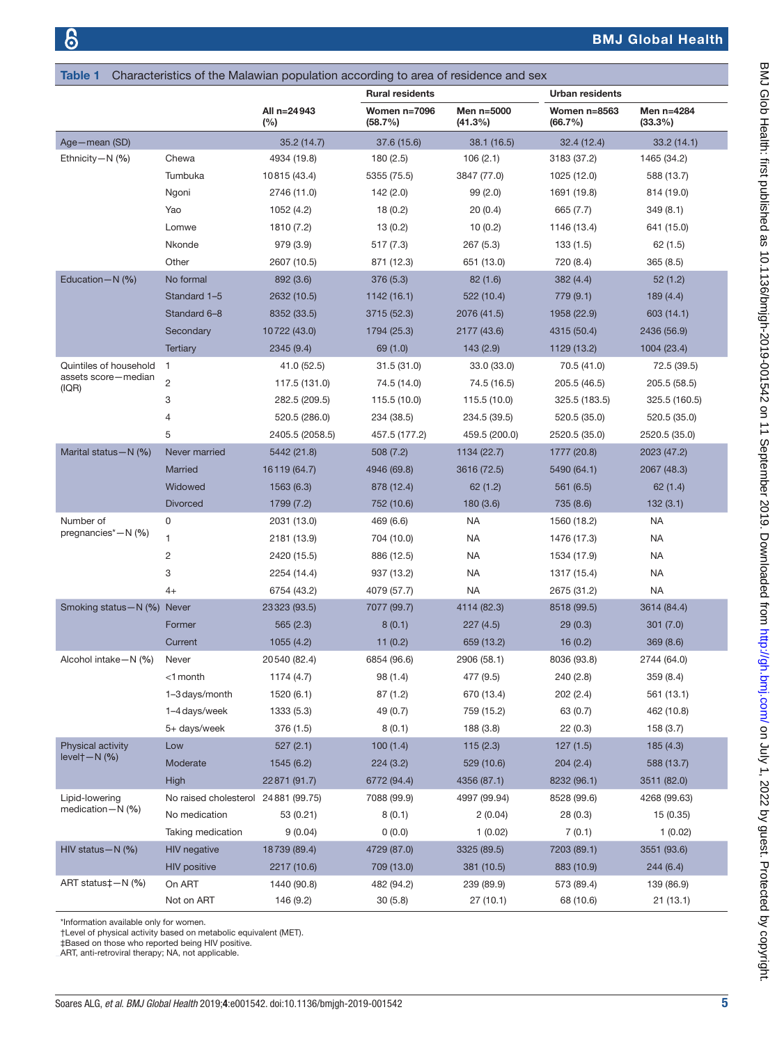**Table 1** Characteristics of the Malawian population according to area of residence and sex

| | | All n=24 943 (%) | Rural residents | | Urban residents | |
|---|---|---|---|---|---|---|
| | | | Women n=7096 (58.7%) | Men n=5000 (41.3%) | Women n=8563 (66.7%) | Men n=4284 (33.3%) |
| Age—mean (SD) | | 35.2 (14.7) | 37.6 (15.6) | 38.1 (16.5) | 32.4 (12.4) | 33.2 (14.1) |
| Ethnicity—N (%) | Chewa | 4934 (19.8) | 180 (2.5) | 106 (2.1) | 3183 (37.2) | 1465 (34.2) |
| | Tumbuka | 10 815 (43.4) | 5355 (75.5) | 3847 (77.0) | 1025 (12.0) | 588 (13.7) |
| | Ngoni | 2746 (11.0) | 142 (2.0) | 99 (2.0) | 1691 (19.8) | 814 (19.0) |
| | Yao | 1052 (4.2) | 18 (0.2) | 20 (0.4) | 665 (7.7) | 349 (8.1) |
| | Lomwe | 1810 (7.2) | 13 (0.2) | 10 (0.2) | 1146 (13.4) | 641 (15.0) |
| | Nkonde | 979 (3.9) | 517 (7.3) | 267 (5.3) | 133 (1.5) | 62 (1.5) |
| | Other | 2607 (10.5) | 871 (12.3) | 651 (13.0) | 720 (8.4) | 365 (8.5) |
| Education—N (%) | No formal | 892 (3.6) | 376 (5.3) | 82 (1.6) | 382 (4.4) | 52 (1.2) |
| | Standard 1–5 | 2632 (10.5) | 1142 (16.1) | 522 (10.4) | 779 (9.1) | 189 (4.4) |
| | Standard 6–8 | 8352 (33.5) | 3715 (52.3) | 2076 (41.5) | 1958 (22.9) | 603 (14.1) |
| | Secondary | 10 722 (43.0) | 1794 (25.3) | 2177 (43.6) | 4315 (50.4) | 2436 (56.9) |
| | Tertiary | 2345 (9.4) | 69 (1.0) | 143 (2.9) | 1129 (13.2) | 1004 (23.4) |
| Quintiles of household assets score—median (IQR) | 1 | 41.0 (52.5) | 31.5 (31.0) | 33.0 (33.0) | 70.5 (41.0) | 72.5 (39.5) |
| | 2 | 117.5 (131.0) | 74.5 (14.0) | 74.5 (16.5) | 205.5 (46.5) | 205.5 (58.5) |
| | 3 | 282.5 (209.5) | 115.5 (10.0) | 115.5 (10.0) | 325.5 (183.5) | 325.5 (160.5) |
| | 4 | 520.5 (286.0) | 234 (38.5) | 234.5 (39.5) | 520.5 (35.0) | 520.5 (35.0) |
| | 5 | 2405.5 (2058.5) | 457.5 (177.2) | 459.5 (200.0) | 2520.5 (35.0) | 2520.5 (35.0) |
| Marital status—N (%) | Never married | 5442 (21.8) | 508 (7.2) | 1134 (22.7) | 1777 (20.8) | 2023 (47.2) |
| | Married | 16 119 (64.7) | 4946 (69.8) | 3616 (72.5) | 5490 (64.1) | 2067 (48.3) |
| | Widowed | 1563 (6.3) | 878 (12.4) | 62 (1.2) | 561 (6.5) | 62 (1.4) |
| | Divorced | 1799 (7.2) | 752 (10.6) | 180 (3.6) | 735 (8.6) | 132 (3.1) |
| Number of pregnancies*—N (%) | 0 | 2031 (13.0) | 469 (6.6) | NA | 1560 (18.2) | NA |
| | 1 | 2181 (13.9) | 704 (10.0) | NA | 1476 (17.3) | NA |
| | 2 | 2420 (15.5) | 886 (12.5) | NA | 1534 (17.9) | NA |
| | 3 | 2254 (14.4) | 937 (13.2) | NA | 1317 (15.4) | NA |
| | 4+ | 6754 (43.2) | 4079 (57.7) | NA | 2675 (31.2) | NA |
| Smoking status—N (%) | Never | 23 323 (93.5) | 7077 (99.7) | 4114 (82.3) | 8518 (99.5) | 3614 (84.4) |
| | Former | 565 (2.3) | 8 (0.1) | 227 (4.5) | 29 (0.3) | 301 (7.0) |
| | Current | 1055 (4.2) | 11 (0.2) | 659 (13.2) | 16 (0.2) | 369 (8.6) |
| Alcohol intake—N (%) | Never | 20 540 (82.4) | 6854 (96.6) | 2906 (58.1) | 8036 (93.8) | 2744 (64.0) |
| | <1 month | 1174 (4.7) | 98 (1.4) | 477 (9.5) | 240 (2.8) | 359 (8.4) |
| | 1–3 days/month | 1520 (6.1) | 87 (1.2) | 670 (13.4) | 202 (2.4) | 561 (13.1) |
| | 1–4 days/week | 1333 (5.3) | 49 (0.7) | 759 (15.2) | 63 (0.7) | 462 (10.8) |
| | 5+ days/week | 376 (1.5) | 8 (0.1) | 188 (3.8) | 22 (0.3) | 158 (3.7) |
| Physical activity level†—N (%) | Low | 527 (2.1) | 100 (1.4) | 115 (2.3) | 127 (1.5) | 185 (4.3) |
| | Moderate | 1545 (6.2) | 224 (3.2) | 529 (10.6) | 204 (2.4) | 588 (13.7) |
| | High | 22 871 (91.7) | 6772 (94.4) | 4356 (87.1) | 8232 (96.1) | 3511 (82.0) |
| Lipid-lowering medication—N (%) | No raised cholesterol | 24 881 (99.75) | 7088 (99.9) | 4997 (99.94) | 8528 (99.6) | 4268 (99.63) |
| | No medication | 53 (0.21) | 8 (0.1) | 2 (0.04) | 28 (0.3) | 15 (0.35) |
| | Taking medication | 9 (0.04) | 0 (0.0) | 1 (0.02) | 7 (0.1) | 1 (0.02) |
| HIV status—N (%) | HIV negative | 18 739 (89.4) | 4729 (87.0) | 3325 (89.5) | 7203 (89.1) | 3551 (93.6) |
| | HIV positive | 2217 (10.6) | 709 (13.0) | 381 (10.5) | 883 (10.9) | 244 (6.4) |
| ART status‡—N (%) | On ART | 1440 (90.8) | 482 (94.2) | 239 (89.9) | 573 (89.4) | 139 (86.9) |
| | Not on ART | 146 (9.2) | 30 (5.8) | 27 (10.1) | 68 (10.6) | 21 (13.1) |

*Information available only for women.
†Level of physical activity based on metabolic equivalent (MET).
‡Based on those who reported being HIV positive.
ART, anti-retroviral therapy; NA, not applicable.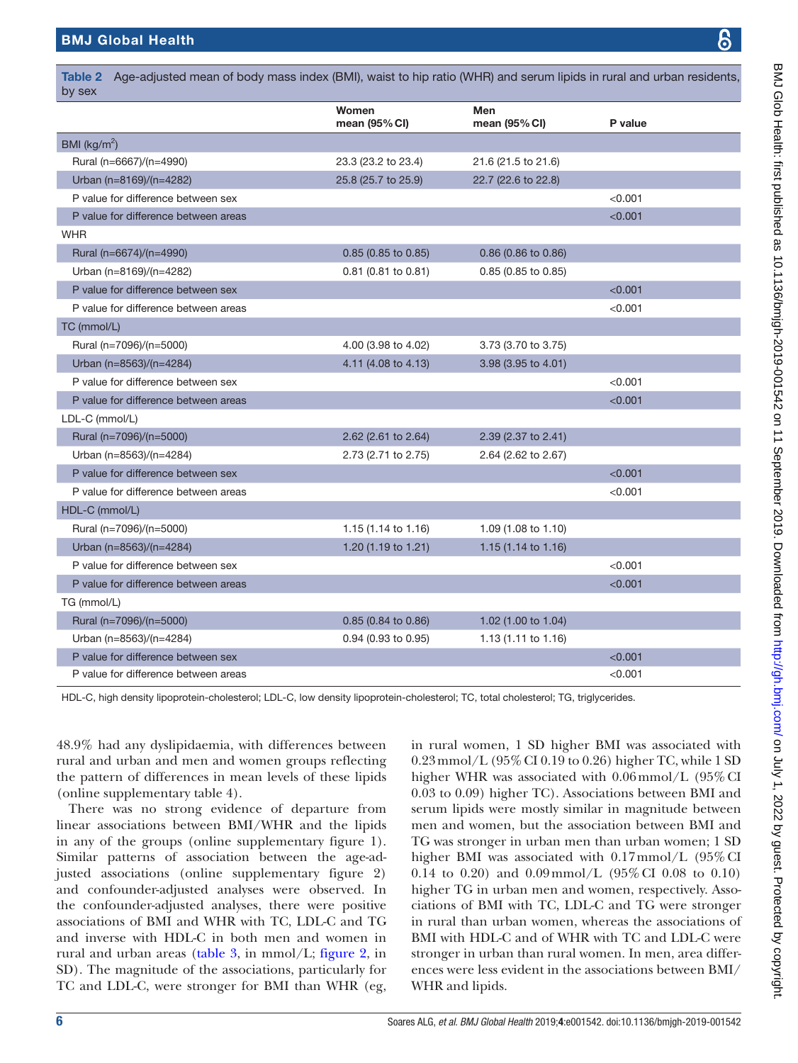**Table 2** Age-adjusted mean of body mass index (BMI), waist to hip ratio (WHR) and serum lipids in rural and urban residents, by sex

| | Women mean (95% CI) | Men mean (95% CI) | P value |
|---|---|---|---|
| BMI (kg/m$^2$) | | | |
| Rural (n=6667)/(n=4990) | 23.3 (23.2 to 23.4) | 21.6 (21.5 to 21.6) | |
| Urban (n=8169)/(n=4282) | 25.8 (25.7 to 25.9) | 22.7 (22.6 to 22.8) | |
| P value for difference between sex | | | <0.001 |
| P value for difference between areas | | | <0.001 |
| WHR | | | |
| Rural (n=6674)/(n=4990) | 0.85 (0.85 to 0.85) | 0.86 (0.86 to 0.86) | |
| Urban (n=8169)/(n=4282) | 0.81 (0.81 to 0.81) | 0.85 (0.85 to 0.85) | |
| P value for difference between sex | | | <0.001 |
| P value for difference between areas | | | <0.001 |
| TC (mmol/L) | | | |
| Rural (n=7096)/(n=5000) | 4.00 (3.98 to 4.02) | 3.73 (3.70 to 3.75) | |
| Urban (n=8563)/(n=4284) | 4.11 (4.08 to 4.13) | 3.98 (3.95 to 4.01) | |
| P value for difference between sex | | | <0.001 |
| P value for difference between areas | | | <0.001 |
| LDL-C (mmol/L) | | | |
| Rural (n=7096)/(n=5000) | 2.62 (2.61 to 2.64) | 2.39 (2.37 to 2.41) | |
| Urban (n=8563)/(n=4284) | 2.73 (2.71 to 2.75) | 2.64 (2.62 to 2.67) | |
| P value for difference between sex | | | <0.001 |
| P value for difference between areas | | | <0.001 |
| HDL-C (mmol/L) | | | |
| Rural (n=7096)/(n=5000) | 1.15 (1.14 to 1.16) | 1.09 (1.08 to 1.10) | |
| Urban (n=8563)/(n=4284) | 1.20 (1.19 to 1.21) | 1.15 (1.14 to 1.16) | |
| P value for difference between sex | | | <0.001 |
| P value for difference between areas | | | <0.001 |
| TG (mmol/L) | | | |
| Rural (n=7096)/(n=5000) | 0.85 (0.84 to 0.86) | 1.02 (1.00 to 1.04) | |
| Urban (n=8563)/(n=4284) | 0.94 (0.93 to 0.95) | 1.13 (1.11 to 1.16) | |
| P value for difference between sex | | | <0.001 |
| P value for difference between areas | | | <0.001 |

HDL-C, high density lipoprotein-cholesterol; LDL-C, low density lipoprotein-cholesterol; TC, total cholesterol; TG, triglycerides.

48.9% had any dyslipidaemia, with differences between rural and urban and men and women groups reflecting the pattern of differences in mean levels of these lipids (online supplementary table 4).

There was no strong evidence of departure from linear associations between BMI/WHR and the lipids in any of the groups (online supplementary figure 1). Similar patterns of association between the age-adjusted associations (online supplementary figure 2) and confounder-adjusted analyses were observed. In the confounder-adjusted analyses, there were positive associations of BMI and WHR with TC, LDL-C and TG and inverse with HDL-C in both men and women in rural and urban areas (table 3, in mmol/L; figure 2, in SD). The magnitude of the associations, particularly for TC and LDL-C, were stronger for BMI than WHR (eg, in rural women, 1 SD higher BMI was associated with 0.23 mmol/L (95% CI 0.19 to 0.26) higher TC, while 1 SD higher WHR was associated with 0.06 mmol/L (95% CI 0.03 to 0.09) higher TC). Associations between BMI and serum lipids were mostly similar in magnitude between men and women, but the association between BMI and TG was stronger in urban men than urban women; 1 SD higher BMI was associated with 0.17 mmol/L (95% CI 0.14 to 0.20) and 0.09 mmol/L (95% CI 0.08 to 0.10) higher TG in urban men and women, respectively. Associations of BMI with TC, LDL-C and TG were stronger in rural than urban women, whereas the associations of BMI with HDL-C and of WHR with TC and LDL-C were stronger in urban than rural women. In men, area differences were less evident in the associations between BMI/WHR and lipids.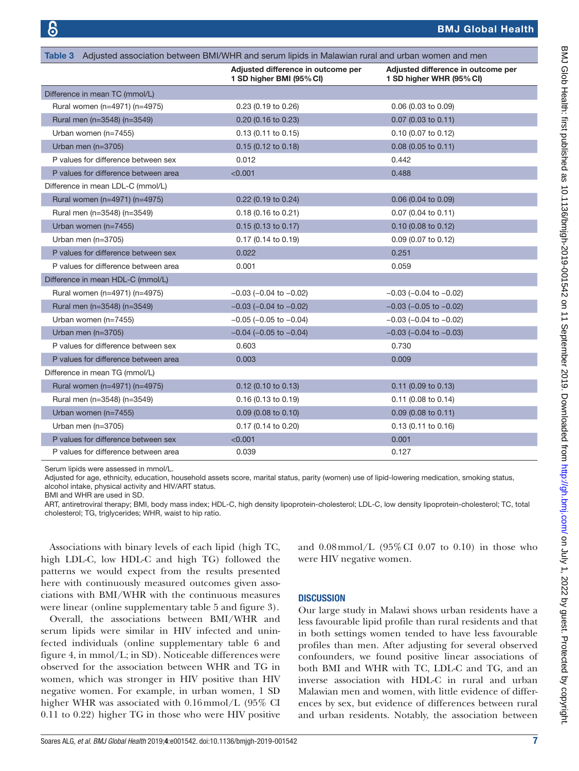**Table 3** Adjusted association between BMI/WHR and serum lipids in Malawian rural and urban women and men

| | Adjusted difference in outcome per 1 SD higher BMI (95% CI) | Adjusted difference in outcome per 1 SD higher WHR (95% CI) |
|---|---|---|
| Difference in mean TC (mmol/L) | | |
| Rural women (n=4971) (n=4975) | 0.23 (0.19 to 0.26) | 0.06 (0.03 to 0.09) |
| Rural men (n=3548) (n=3549) | 0.20 (0.16 to 0.23) | 0.07 (0.03 to 0.11) |
| Urban women (n=7455) | 0.13 (0.11 to 0.15) | 0.10 (0.07 to 0.12) |
| Urban men (n=3705) | 0.15 (0.12 to 0.18) | 0.08 (0.05 to 0.11) |
| P values for difference between sex | 0.012 | 0.442 |
| P values for difference between area | <0.001 | 0.488 |
| Difference in mean LDL-C (mmol/L) | | |
| Rural women (n=4971) (n=4975) | 0.22 (0.19 to 0.24) | 0.06 (0.04 to 0.09) |
| Rural men (n=3548) (n=3549) | 0.18 (0.16 to 0.21) | 0.07 (0.04 to 0.11) |
| Urban women (n=7455) | 0.15 (0.13 to 0.17) | 0.10 (0.08 to 0.12) |
| Urban men (n=3705) | 0.17 (0.14 to 0.19) | 0.09 (0.07 to 0.12) |
| P values for difference between sex | 0.022 | 0.251 |
| P values for difference between area | 0.001 | 0.059 |
| Difference in mean HDL-C (mmol/L) | | |
| Rural women (n=4971) (n=4975) | −0.03 (−0.04 to −0.02) | −0.03 (−0.04 to −0.02) |
| Rural men (n=3548) (n=3549) | −0.03 (−0.04 to −0.02) | −0.03 (−0.05 to −0.02) |
| Urban women (n=7455) | −0.05 (−0.05 to −0.04) | −0.03 (−0.04 to −0.02) |
| Urban men (n=3705) | −0.04 (−0.05 to −0.04) | −0.03 (−0.04 to −0.03) |
| P values for difference between sex | 0.603 | 0.730 |
| P values for difference between area | 0.003 | 0.009 |
| Difference in mean TG (mmol/L) | | |
| Rural women (n=4971) (n=4975) | 0.12 (0.10 to 0.13) | 0.11 (0.09 to 0.13) |
| Rural men (n=3548) (n=3549) | 0.16 (0.13 to 0.19) | 0.11 (0.08 to 0.14) |
| Urban women (n=7455) | 0.09 (0.08 to 0.10) | 0.09 (0.08 to 0.11) |
| Urban men (n=3705) | 0.17 (0.14 to 0.20) | 0.13 (0.11 to 0.16) |
| P values for difference between sex | <0.001 | 0.001 |
| P values for difference between area | 0.039 | 0.127 |

Serum lipids were assessed in mmol/L.
Adjusted for age, ethnicity, education, household assets score, marital status, parity (women) use of lipid-lowering medication, smoking status, alcohol intake, physical activity and HIV/ART status.
BMI and WHR are used in SD.
ART, antiretroviral therapy; BMI, body mass index; HDL-C, high density lipoprotein-cholesterol; LDL-C, low density lipoprotein-cholesterol; TC, total cholesterol; TG, triglycerides; WHR, waist to hip ratio.

Associations with binary levels of each lipid (high TC, high LDL-C, low HDL-C and high TG) followed the patterns we would expect from the results presented here with continuously measured outcomes given associations with BMI/WHR with the continuous measures were linear (online supplementary table 5 and figure 3).

Overall, the associations between BMI/WHR and serum lipids were similar in HIV infected and uninfected individuals (online supplementary table 6 and figure 4, in mmol/L; in SD). Noticeable differences were observed for the association between WHR and TG in women, which was stronger in HIV positive than HIV negative women. For example, in urban women, 1 SD higher WHR was associated with 0.16 mmol/L (95% CI 0.11 to 0.22) higher TG in those who were HIV positive and 0.08 mmol/L (95% CI 0.07 to 0.10) in those who were HIV negative women.

## DISCUSSION

Our large study in Malawi shows urban residents have a less favourable lipid profile than rural residents and that in both settings women tended to have less favourable profiles than men. After adjusting for several observed confounders, we found positive linear associations of both BMI and WHR with TC, LDL-C and TG, and an inverse association with HDL-C in rural and urban Malawian men and women, with little evidence of differences by sex, but evidence of differences between rural and urban residents. Notably, the association between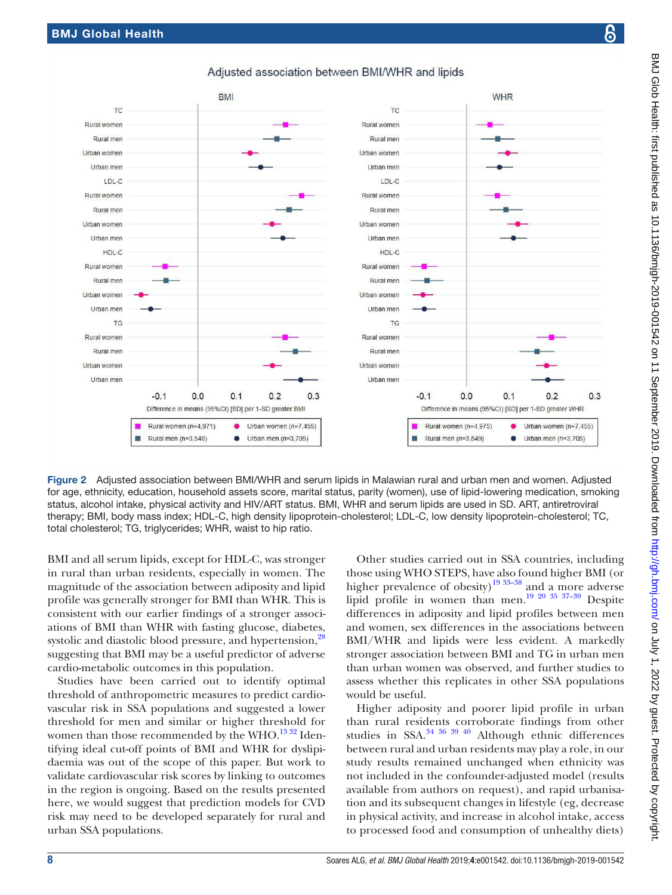Figure 2 Adjusted association between BMI/WHR and serum lipids in Malawian rural and urban men and women. Adjusted for age, ethnicity, education, household assets score, marital status, parity (women), use of lipid-lowering medication, smoking status, alcohol intake, physical activity and HIV/ART status. BMI, WHR and serum lipids are used in SD. ART, antiretroviral therapy; BMI, body mass index; HDL-C, high density lipoprotein-cholesterol; LDL-C, low density lipoprotein-cholesterol; TC, total cholesterol; TG, triglycerides; WHR, waist to hip ratio.

BMI and all serum lipids, except for HDL-C, was stronger in rural than urban residents, especially in women. The magnitude of the association between adiposity and lipid profile was generally stronger for BMI than WHR. This is consistent with our earlier findings of a stronger associations of BMI than WHR with fasting glucose, diabetes, systolic and diastolic blood pressure, and hypertension,[28] suggesting that BMI may be a useful predictor of adverse cardio-metabolic outcomes in this population.

Studies have been carried out to identify optimal threshold of anthropometric measures to predict cardiovascular risk in SSA populations and suggested a lower threshold for men and similar or higher threshold for women than those recommended by the WHO.[13 32] Identifying ideal cut-off points of BMI and WHR for dyslipidaemia was out of the scope of this paper. But work to validate cardiovascular risk scores by linking to outcomes in the region is ongoing. Based on the results presented here, we would suggest that prediction models for CVD risk may need to be developed separately for rural and urban SSA populations.

Other studies carried out in SSA countries, including those using WHO STEPS, have also found higher BMI (or higher prevalence of obesity)[19 33–38] and a more adverse lipid profile in women than men.[19 20 35 37–39] Despite differences in adiposity and lipid profiles between men and women, sex differences in the associations between BMI/WHR and lipids were less evident. A markedly stronger association between BMI and TG in urban men than urban women was observed, and further studies to assess whether this replicates in other SSA populations would be useful.

Higher adiposity and poorer lipid profile in urban than rural residents corroborate findings from other studies in SSA.[34 36 39 40] Although ethnic differences between rural and urban residents may play a role, in our study results remained unchanged when ethnicity was not included in the confounder-adjusted model (results available from authors on request), and rapid urbanisation and its subsequent changes in lifestyle (eg, decrease in physical activity, and increase in alcohol intake, access to processed food and consumption of unhealthy diets)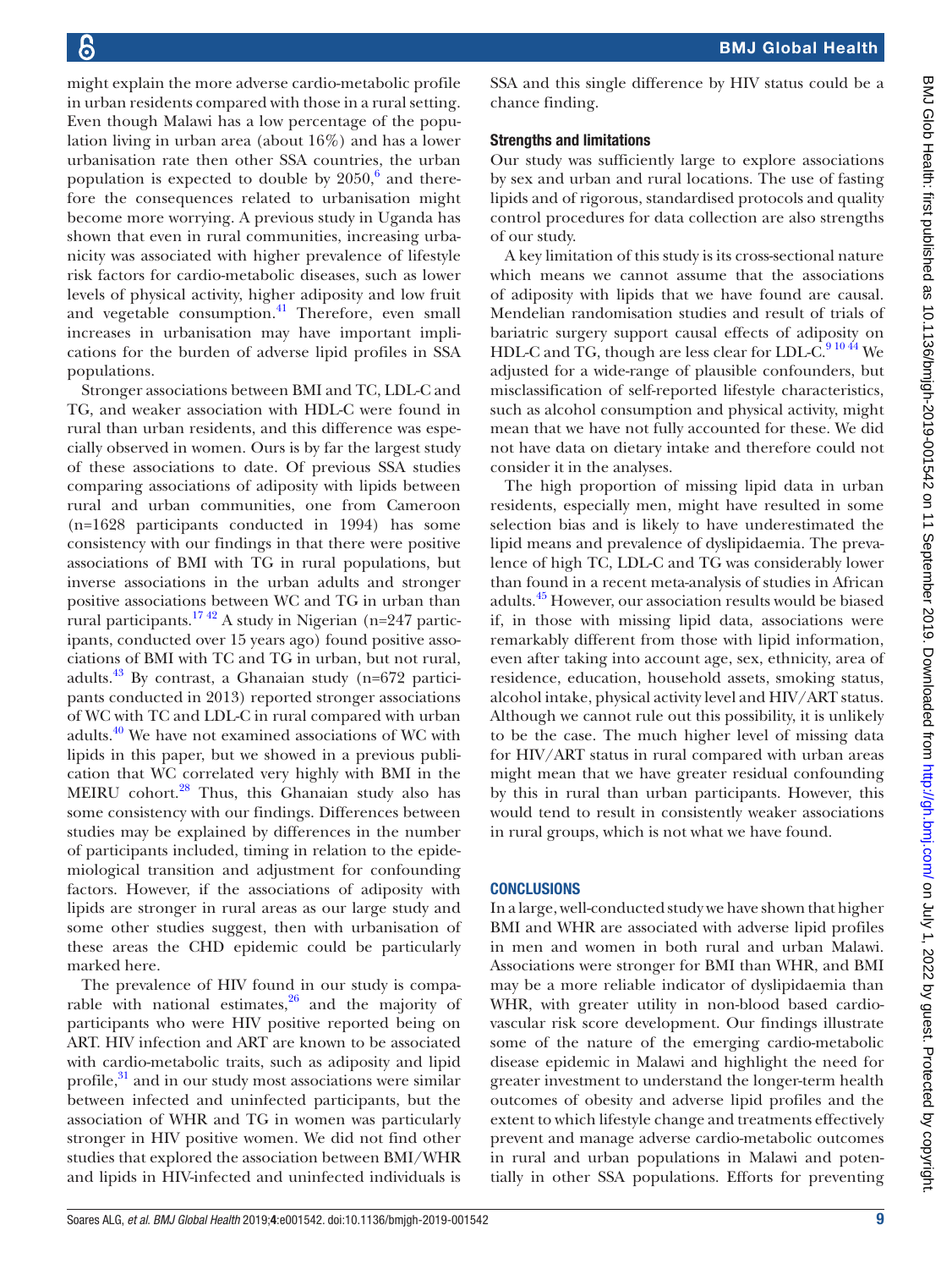might explain the more adverse cardio-metabolic profile in urban residents compared with those in a rural setting. Even though Malawi has a low percentage of the population living in urban area (about 16%) and has a lower urbanisation rate then other SSA countries, the urban population is expected to double by 2050,[6] and therefore the consequences related to urbanisation might become more worrying. A previous study in Uganda has shown that even in rural communities, increasing urbanicity was associated with higher prevalence of lifestyle risk factors for cardio-metabolic diseases, such as lower levels of physical activity, higher adiposity and low fruit and vegetable consumption.[41] Therefore, even small increases in urbanisation may have important implications for the burden of adverse lipid profiles in SSA populations.

Stronger associations between BMI and TC, LDL-C and TG, and weaker association with HDL-C were found in rural than urban residents, and this difference was especially observed in women. Ours is by far the largest study of these associations to date. Of previous SSA studies comparing associations of adiposity with lipids between rural and urban communities, one from Cameroon (n=1628 participants conducted in 1994) has some consistency with our findings in that there were positive associations of BMI with TG in rural populations, but inverse associations in the urban adults and stronger positive associations between WC and TG in urban than rural participants.[17 42] A study in Nigerian (n=247 participants, conducted over 15 years ago) found positive associations of BMI with TC and TG in urban, but not rural, adults.[43] By contrast, a Ghanaian study (n=672 participants conducted in 2013) reported stronger associations of WC with TC and LDL-C in rural compared with urban adults.[40] We have not examined associations of WC with lipids in this paper, but we showed in a previous publication that WC correlated very highly with BMI in the MEIRU cohort.[28] Thus, this Ghanaian study also has some consistency with our findings. Differences between studies may be explained by differences in the number of participants included, timing in relation to the epidemiological transition and adjustment for confounding factors. However, if the associations of adiposity with lipids are stronger in rural areas as our large study and some other studies suggest, then with urbanisation of these areas the CHD epidemic could be particularly marked here.

The prevalence of HIV found in our study is comparable with national estimates,[26] and the majority of participants who were HIV positive reported being on ART. HIV infection and ART are known to be associated with cardio-metabolic traits, such as adiposity and lipid profile,[31] and in our study most associations were similar between infected and uninfected participants, but the association of WHR and TG in women was particularly stronger in HIV positive women. We did not find other studies that explored the association between BMI/WHR and lipids in HIV-infected and uninfected individuals is SSA and this single difference by HIV status could be a chance finding.

### Strengths and limitations

Our study was sufficiently large to explore associations by sex and urban and rural locations. The use of fasting lipids and of rigorous, standardised protocols and quality control procedures for data collection are also strengths of our study.

A key limitation of this study is its cross-sectional nature which means we cannot assume that the associations of adiposity with lipids that we have found are causal. Mendelian randomisation studies and result of trials of bariatric surgery support causal effects of adiposity on HDL-C and TG, though are less clear for LDL-C.[9 10 44] We adjusted for a wide-range of plausible confounders, but misclassification of self-reported lifestyle characteristics, such as alcohol consumption and physical activity, might mean that we have not fully accounted for these. We did not have data on dietary intake and therefore could not consider it in the analyses.

The high proportion of missing lipid data in urban residents, especially men, might have resulted in some selection bias and is likely to have underestimated the lipid means and prevalence of dyslipidaemia. The prevalence of high TC, LDL-C and TG was considerably lower than found in a recent meta-analysis of studies in African adults.[45] However, our association results would be biased if, in those with missing lipid data, associations were remarkably different from those with lipid information, even after taking into account age, sex, ethnicity, area of residence, education, household assets, smoking status, alcohol intake, physical activity level and HIV/ART status. Although we cannot rule out this possibility, it is unlikely to be the case. The much higher level of missing data for HIV/ART status in rural compared with urban areas might mean that we have greater residual confounding by this in rural than urban participants. However, this would tend to result in consistently weaker associations in rural groups, which is not what we have found.

## CONCLUSIONS

In a large, well-conducted study we have shown that higher BMI and WHR are associated with adverse lipid profiles in men and women in both rural and urban Malawi. Associations were stronger for BMI than WHR, and BMI may be a more reliable indicator of dyslipidaemia than WHR, with greater utility in non-blood based cardiovascular risk score development. Our findings illustrate some of the nature of the emerging cardio-metabolic disease epidemic in Malawi and highlight the need for greater investment to understand the longer-term health outcomes of obesity and adverse lipid profiles and the extent to which lifestyle change and treatments effectively prevent and manage adverse cardio-metabolic outcomes in rural and urban populations in Malawi and potentially in other SSA populations. Efforts for preventing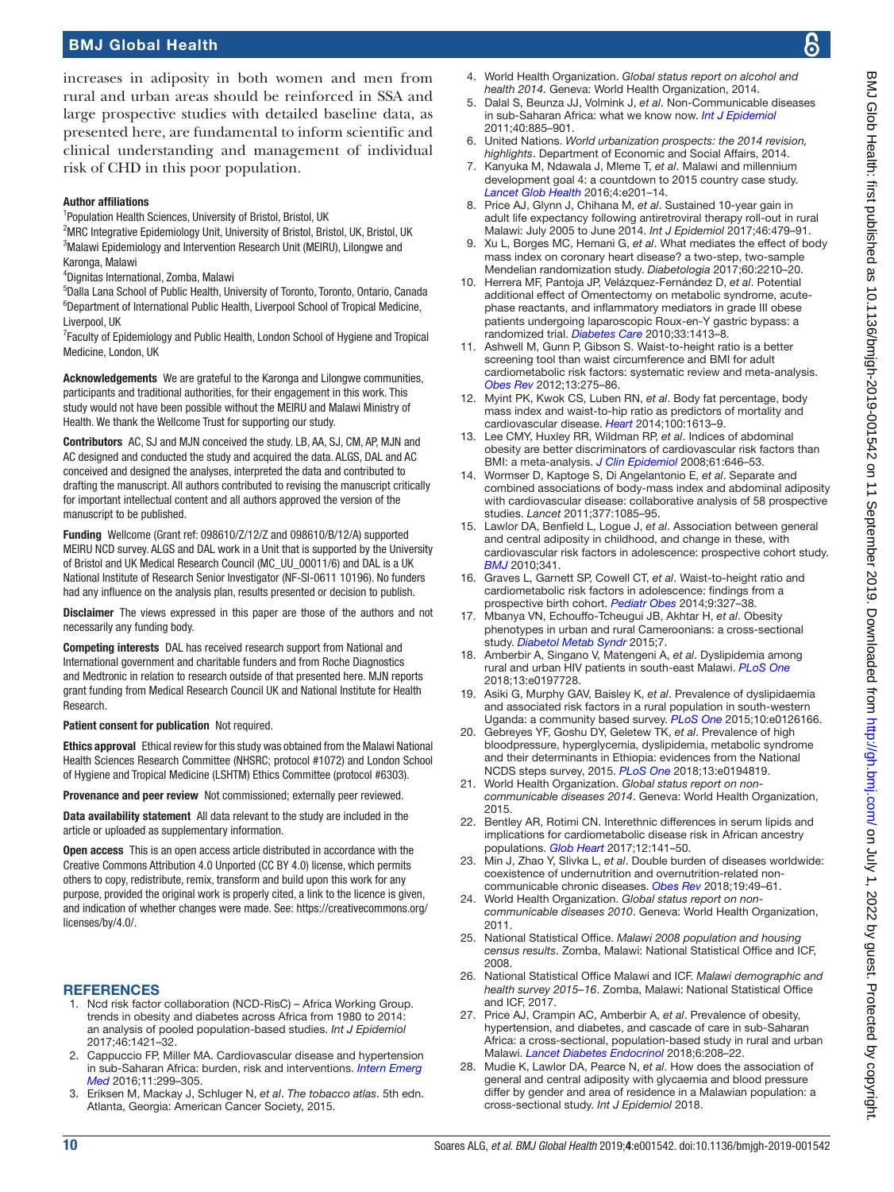increases in adiposity in both women and men from rural and urban areas should be reinforced in SSA and large prospective studies with detailed baseline data, as presented here, are fundamental to inform scientific and clinical understanding and management of individual risk of CHD in this poor population.

**Author affiliations**

[1]Population Health Sciences, University of Bristol, Bristol, UK
[2]MRC Integrative Epidemiology Unit, University of Bristol, Bristol, UK, Bristol, UK
[3]Malawi Epidemiology and Intervention Research Unit (MEIRU), Lilongwe and Karonga, Malawi
[4]Dignitas International, Zomba, Malawi
[5]Dalla Lana School of Public Health, University of Toronto, Toronto, Ontario, Canada
[6]Department of International Public Health, Liverpool School of Tropical Medicine, Liverpool, UK
[7]Faculty of Epidemiology and Public Health, London School of Hygiene and Tropical Medicine, London, UK

**Acknowledgements** We are grateful to the Karonga and Lilongwe communities, participants and traditional authorities, for their engagement in this work. This study would not have been possible without the MEIRU and Malawi Ministry of Health. We thank the Wellcome Trust for supporting our study.

**Contributors** AC, SJ and MJN conceived the study. LB, AA, SJ, CM, AP, MJN and AC designed and conducted the study and acquired the data. ALGS, DAL and AC conceived and designed the analyses, interpreted the data and contributed to drafting the manuscript. All authors contributed to revising the manuscript critically for important intellectual content and all authors approved the version of the manuscript to be published.

**Funding** Wellcome (Grant ref: 098610/Z/12/Z and 098610/B/12/A) supported MEIRU NCD survey. ALGS and DAL work in a Unit that is supported by the University of Bristol and UK Medical Research Council (MC_UU_00011/6) and DAL is a UK National Institute of Research Senior Investigator (NF-SI-0611 10196). No funders had any influence on the analysis plan, results presented or decision to publish.

**Disclaimer** The views expressed in this paper are those of the authors and not necessarily any funding body.

**Competing interests** DAL has received research support from National and International government and charitable funders and from Roche Diagnostics and Medtronic in relation to research outside of that presented here. MJN reports grant funding from Medical Research Council UK and National Institute for Health Research.

**Patient consent for publication** Not required.

**Ethics approval** Ethical review for this study was obtained from the Malawi National Health Sciences Research Committee (NHSRC; protocol #1072) and London School of Hygiene and Tropical Medicine (LSHTM) Ethics Committee (protocol #6303).

**Provenance and peer review** Not commissioned; externally peer reviewed.

**Data availability statement** All data relevant to the study are included in the article or uploaded as supplementary information.

**Open access** This is an open access article distributed in accordance with the Creative Commons Attribution 4.0 Unported (CC BY 4.0) license, which permits others to copy, redistribute, remix, transform and build upon this work for any purpose, provided the original work is properly cited, a link to the licence is given, and indication of whether changes were made. See: https://creativecommons.org/licenses/by/4.0/.

## REFERENCES

1. Ncd risk factor collaboration (NCD-RisC) – Africa Working Group. trends in obesity and diabetes across Africa from 1980 to 2014: an analysis of pooled population-based studies. *Int J Epidemiol* 2017;46:1421–32.
2. Cappuccio FP, Miller MA. Cardiovascular disease and hypertension in sub-Saharan Africa: burden, risk and interventions. *Intern Emerg Med* 2016;11:299–305.
3. Eriksen M, Mackay J, Schluger N, *et al*. *The tobacco atlas*. 5th edn. Atlanta, Georgia: American Cancer Society, 2015.
4. World Health Organization. *Global status report on alcohol and health 2014*. Geneva: World Health Organization, 2014.
5. Dalal S, Beunza JJ, Volmink J, *et al*. Non-Communicable diseases in sub-Saharan Africa: what we know now. *Int J Epidemiol* 2011;40:885–901.
6. United Nations. *World urbanization prospects: the 2014 revision, highlights*. Department of Economic and Social Affairs, 2014.
7. Kanyuka M, Ndawala J, Mleme T, *et al*. Malawi and millennium development goal 4: a countdown to 2015 country case study. *Lancet Glob Health* 2016;4:e201–14.
8. Price AJ, Glynn J, Chihana M, *et al*. Sustained 10-year gain in adult life expectancy following antiretroviral therapy roll-out in rural Malawi: July 2005 to June 2014. *Int J Epidemiol* 2017;46:479–91.
9. Xu L, Borges MC, Hemani G, *et al*. What mediates the effect of body mass index on coronary heart disease? a two-step, two-sample Mendelian randomization study. *Diabetologia* 2017;60:2210–20.
10. Herrera MF, Pantoja JP, Velázquez-Fernández D, *et al*. Potential additional effect of Omentectomy on metabolic syndrome, acute-phase reactants, and inflammatory mediators in grade III obese patients undergoing laparoscopic Roux-en-Y gastric bypass: a randomized trial. *Diabetes Care* 2010;33:1413–8.
11. Ashwell M, Gunn P, Gibson S. Waist-to-height ratio is a better screening tool than waist circumference and BMI for adult cardiometabolic risk factors: systematic review and meta-analysis. *Obes Rev* 2012;13:275–86.
12. Myint PK, Kwok CS, Luben RN, *et al*. Body fat percentage, body mass index and waist-to-hip ratio as predictors of mortality and cardiovascular disease. *Heart* 2014;100:1613–9.
13. Lee CMY, Huxley RR, Wildman RP, *et al*. Indices of abdominal obesity are better discriminators of cardiovascular risk factors than BMI: a meta-analysis. *J Clin Epidemiol* 2008;61:646–53.
14. Wormser D, Kaptoge S, Di Angelantonio E, *et al*. Separate and combined associations of body-mass index and abdominal adiposity with cardiovascular disease: collaborative analysis of 58 prospective studies. *Lancet* 2011;377:1085–95.
15. Lawlor DA, Benfield L, Logue J, *et al*. Association between general and central adiposity in childhood, and change in these, with cardiovascular risk factors in adolescence: prospective cohort study. *BMJ* 2010;341.
16. Graves L, Garnett SP, Cowell CT, *et al*. Waist-to-height ratio and cardiometabolic risk factors in adolescence: findings from a prospective birth cohort. *Pediatr Obes* 2014;9:327–38.
17. Mbanya VN, Echouffo-Tcheugui JB, Akhtar H, *et al*. Obesity phenotypes in urban and rural Cameroonians: a cross-sectional study. *Diabetol Metab Syndr* 2015;7.
18. Amberbir A, Singano V, Matengeni A, *et al*. Dyslipidemia among rural and urban HIV patients in south-east Malawi. *PLoS One* 2018;13:e0197728.
19. Asiki G, Murphy GAV, Baisley K, *et al*. Prevalence of dyslipidaemia and associated risk factors in a rural population in south-western Uganda: a community based survey. *PLoS One* 2015;10:e0126166.
20. Gebreyes YF, Goshu DY, Geletew TK, *et al*. Prevalence of high bloodpressure, hyperglycemia, dyslipidemia, metabolic syndrome and their determinants in Ethiopia: evidences from the National NCDS steps survey, 2015. *PLoS One* 2018;13:e0194819.
21. World Health Organization. *Global status report on non-communicable diseases 2014*. Geneva: World Health Organization, 2015.
22. Bentley AR, Rotimi CN. Interethnic differences in serum lipids and implications for cardiometabolic disease risk in African ancestry populations. *Glob Heart* 2017;12:141–50.
23. Min J, Zhao Y, Slivka L, *et al*. Double burden of diseases worldwide: coexistence of undernutrition and overnutrition-related non-communicable chronic diseases. *Obes Rev* 2018;19:49–61.
24. World Health Organization. *Global status report on non-communicable diseases 2010*. Geneva: World Health Organization, 2011.
25. National Statistical Office. *Malawi 2008 population and housing census results*. Zomba, Malawi: National Statistical Office and ICF, 2008.
26. National Statistical Office Malawi and ICF. *Malawi demographic and health survey 2015–16*. Zomba, Malawi: National Statistical Office and ICF, 2017.
27. Price AJ, Crampin AC, Amberbir A, *et al*. Prevalence of obesity, hypertension, and diabetes, and cascade of care in sub-Saharan Africa: a cross-sectional, population-based study in rural and urban Malawi. *Lancet Diabetes Endocrinol* 2018;6:208–22.
28. Mudie K, Lawlor DA, Pearce N, *et al*. How does the association of general and central adiposity with glycaemia and blood pressure differ by gender and area of residence in a Malawian population: a cross-sectional study. *Int J Epidemiol* 2018.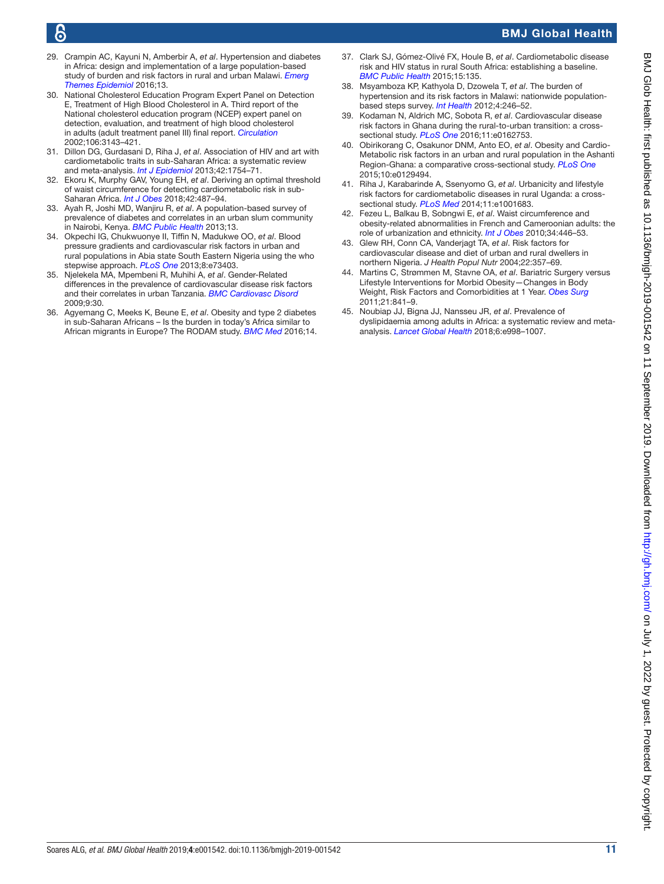29. Crampin AC, Kayuni N, Amberbir A, *et al*. Hypertension and diabetes in Africa: design and implementation of a large population-based study of burden and risk factors in rural and urban Malawi. *Emerg Themes Epidemiol* 2016;13.
30. National Cholesterol Education Program Expert Panel on Detection E, Treatment of High Blood Cholesterol in A. Third report of the National cholesterol education program (NCEP) expert panel on detection, evaluation, and treatment of high blood cholesterol in adults (adult treatment panel III) final report. *Circulation* 2002;106:3143–421.
31. Dillon DG, Gurdasani D, Riha J, *et al*. Association of HIV and art with cardiometabolic traits in sub-Saharan Africa: a systematic review and meta-analysis. *Int J Epidemiol* 2013;42:1754–71.
32. Ekoru K, Murphy GAV, Young EH, *et al*. Deriving an optimal threshold of waist circumference for detecting cardiometabolic risk in sub-Saharan Africa. *Int J Obes* 2018;42:487–94.
33. Ayah R, Joshi MD, Wanjiru R, *et al*. A population-based survey of prevalence of diabetes and correlates in an urban slum community in Nairobi, Kenya. *BMC Public Health* 2013;13.
34. Okpechi IG, Chukwuonye II, Tiffin N, Madukwe OO, *et al*. Blood pressure gradients and cardiovascular risk factors in urban and rural populations in Abia state South Eastern Nigeria using the who stepwise approach. *PLoS One* 2013;8:e73403.
35. Njelekela MA, Mpembeni R, Muhihi A, *et al*. Gender-Related differences in the prevalence of cardiovascular disease risk factors and their correlates in urban Tanzania. *BMC Cardiovasc Disord* 2009;9:30.
36. Agyemang C, Meeks K, Beune E, *et al*. Obesity and type 2 diabetes in sub-Saharan Africans – Is the burden in today's Africa similar to African migrants in Europe? The RODAM study. *BMC Med* 2016;14.
37. Clark SJ, Gómez-Olivé FX, Houle B, *et al*. Cardiometabolic disease risk and HIV status in rural South Africa: establishing a baseline. *BMC Public Health* 2015;15:135.
38. Msyamboza KP, Kathyola D, Dzowela T, *et al*. The burden of hypertension and its risk factors in Malawi: nationwide population-based steps survey. *Int Health* 2012;4:246–52.
39. Kodaman N, Aldrich MC, Sobota R, *et al*. Cardiovascular disease risk factors in Ghana during the rural-to-urban transition: a cross-sectional study. *PLoS One* 2016;11:e0162753.
40. Obirikorang C, Osakunor DNM, Anto EO, *et al*. Obesity and Cardio-Metabolic risk factors in an urban and rural population in the Ashanti Region-Ghana: a comparative cross-sectional study. *PLoS One* 2015;10:e0129494.
41. Riha J, Karabarinde A, Ssenyomo G, *et al*. Urbanicity and lifestyle risk factors for cardiometabolic diseases in rural Uganda: a cross-sectional study. *PLoS Med* 2014;11:e1001683.
42. Fezeu L, Balkau B, Sobngwi E, *et al*. Waist circumference and obesity-related abnormalities in French and Cameroonian adults: the role of urbanization and ethnicity. *Int J Obes* 2010;34:446–53.
43. Glew RH, Conn CA, Vanderjagt TA, *et al*. Risk factors for cardiovascular disease and diet of urban and rural dwellers in northern Nigeria. *J Health Popul Nutr* 2004;22:357–69.
44. Martins C, Strømmen M, Stavne OA, *et al*. Bariatric Surgery versus Lifestyle Interventions for Morbid Obesity—Changes in Body Weight, Risk Factors and Comorbidities at 1 Year. *Obes Surg* 2011;21:841–9.
45. Noubiap JJ, Bigna JJ, Nansseu JR, *et al*. Prevalence of dyslipidaemia among adults in Africa: a systematic review and meta-analysis. *Lancet Global Health* 2018;6:e998–1007.